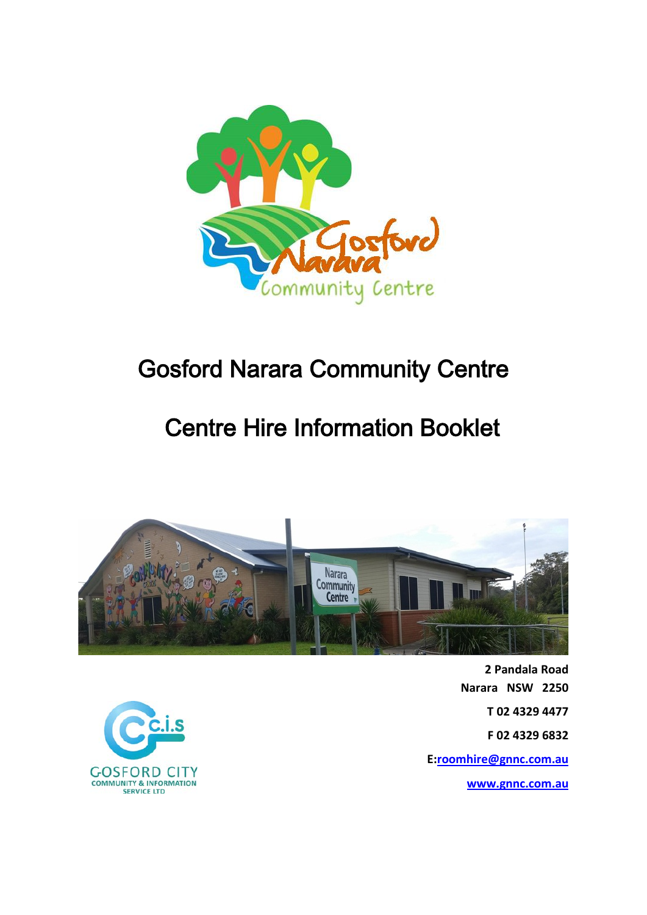# Gosford Narara Community Centre

# Centre Hire Information Booklet

**2 Pandala Road**
**Narara NSW 2250**

**T 02 4329 4477**

**F 02 4329 6832**

**E:roomhire@gnnc.com.au**

**www.gnnc.com.au**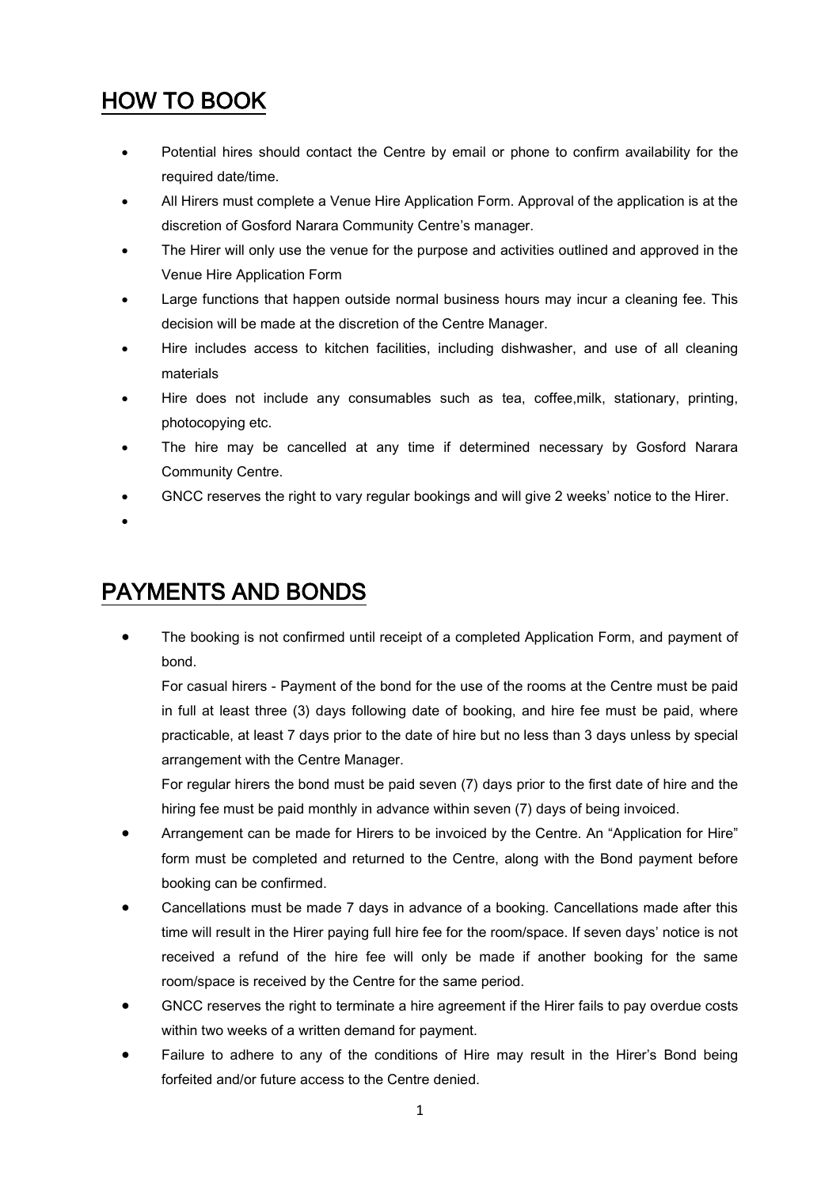## HOW TO BOOK

- Potential hires should contact the Centre by email or phone to confirm availability for the required date/time.
- All Hirers must complete a Venue Hire Application Form. Approval of the application is at the discretion of Gosford Narara Community Centre's manager.
- The Hirer will only use the venue for the purpose and activities outlined and approved in the Venue Hire Application Form
- Large functions that happen outside normal business hours may incur a cleaning fee. This decision will be made at the discretion of the Centre Manager.
- Hire includes access to kitchen facilities, including dishwasher, and use of all cleaning materials
- Hire does not include any consumables such as tea, coffee,milk, stationary, printing, photocopying etc.
- The hire may be cancelled at any time if determined necessary by Gosford Narara Community Centre.
- GNCC reserves the right to vary regular bookings and will give 2 weeks' notice to the Hirer.

## PAYMENTS AND BONDS

- The booking is not confirmed until receipt of a completed Application Form, and payment of bond.

  For casual hirers - Payment of the bond for the use of the rooms at the Centre must be paid in full at least three (3) days following date of booking, and hire fee must be paid, where practicable, at least 7 days prior to the date of hire but no less than 3 days unless by special arrangement with the Centre Manager.

  For regular hirers the bond must be paid seven (7) days prior to the first date of hire and the hiring fee must be paid monthly in advance within seven (7) days of being invoiced.
- Arrangement can be made for Hirers to be invoiced by the Centre. An "Application for Hire" form must be completed and returned to the Centre, along with the Bond payment before booking can be confirmed.
- Cancellations must be made 7 days in advance of a booking. Cancellations made after this time will result in the Hirer paying full hire fee for the room/space. If seven days' notice is not received a refund of the hire fee will only be made if another booking for the same room/space is received by the Centre for the same period.
- GNCC reserves the right to terminate a hire agreement if the Hirer fails to pay overdue costs within two weeks of a written demand for payment.
- Failure to adhere to any of the conditions of Hire may result in the Hirer's Bond being forfeited and/or future access to the Centre denied.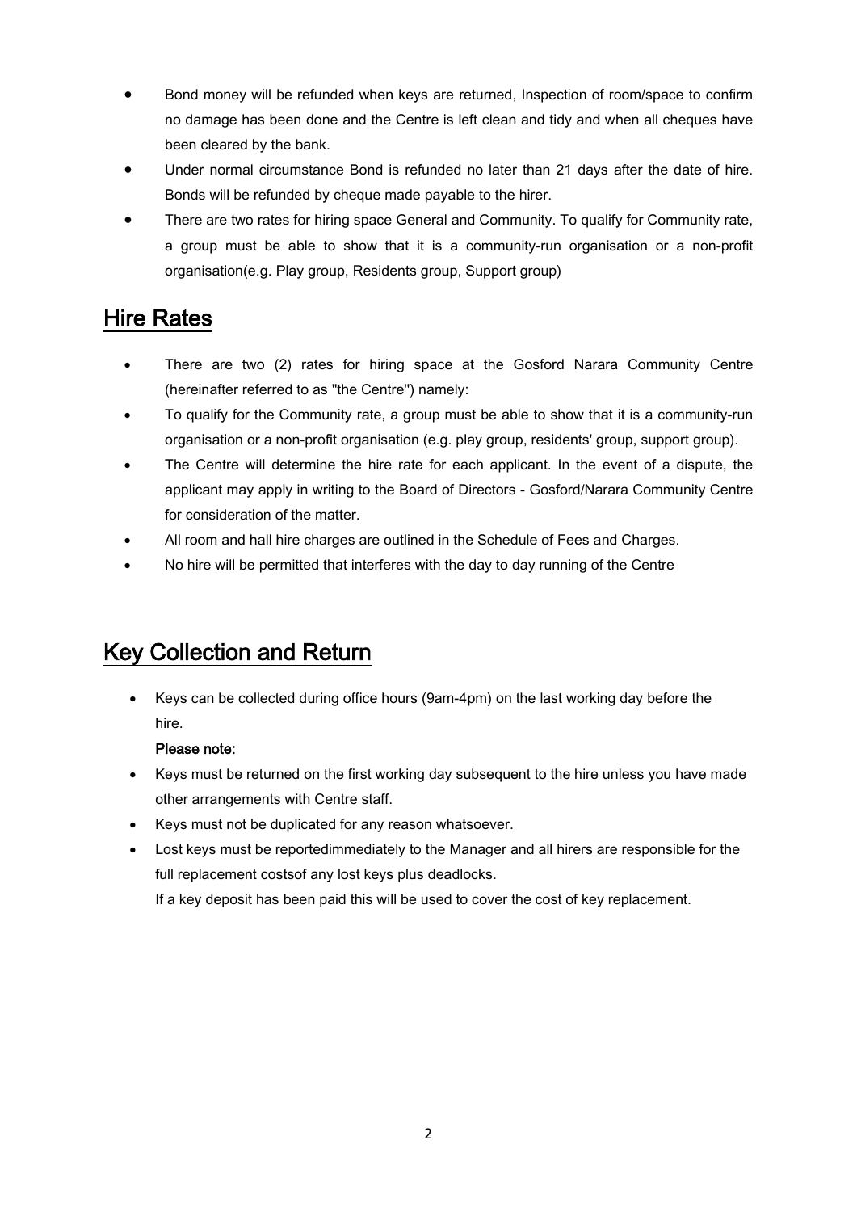- Bond money will be refunded when keys are returned, Inspection of room/space to confirm no damage has been done and the Centre is left clean and tidy and when all cheques have been cleared by the bank.
- Under normal circumstance Bond is refunded no later than 21 days after the date of hire. Bonds will be refunded by cheque made payable to the hirer.
- There are two rates for hiring space General and Community. To qualify for Community rate, a group must be able to show that it is a community-run organisation or a non-profit organisation(e.g. Play group, Residents group, Support group)

## Hire Rates

- There are two (2) rates for hiring space at the Gosford Narara Community Centre (hereinafter referred to as "the Centre") namely:
- To qualify for the Community rate, a group must be able to show that it is a community-run organisation or a non-profit organisation (e.g. play group, residents' group, support group).
- The Centre will determine the hire rate for each applicant. In the event of a dispute, the applicant may apply in writing to the Board of Directors - Gosford/Narara Community Centre for consideration of the matter.
- All room and hall hire charges are outlined in the Schedule of Fees and Charges.
- No hire will be permitted that interferes with the day to day running of the Centre

## Key Collection and Return

- Keys can be collected during office hours (9am-4pm) on the last working day before the hire.

  **Please note:**
- Keys must be returned on the first working day subsequent to the hire unless you have made other arrangements with Centre staff.
- Keys must not be duplicated for any reason whatsoever.
- Lost keys must be reportedimmediately to the Manager and all hirers are responsible for the full replacement costsof any lost keys plus deadlocks.

  If a key deposit has been paid this will be used to cover the cost of key replacement.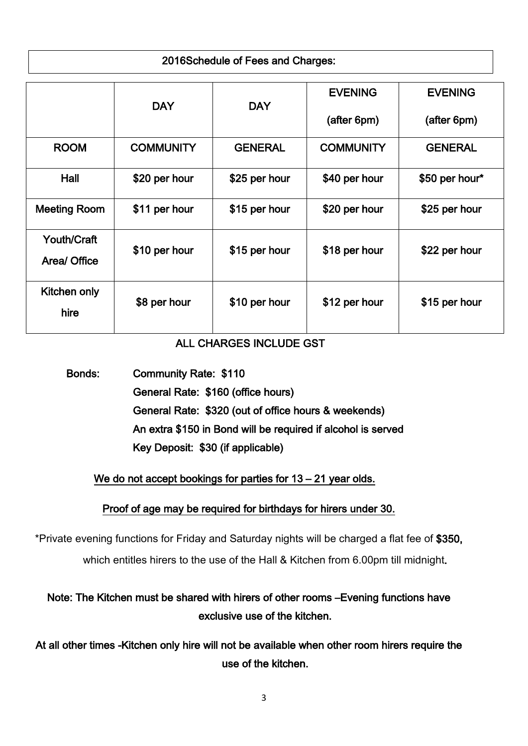## 2016Schedule of Fees and Charges:

| | DAY | DAY | EVENING (after 6pm) | EVENING (after 6pm) |
|---|---|---|---|---|
| **ROOM** | **COMMUNITY** | **GENERAL** | **COMMUNITY** | **GENERAL** |
| Hall | $20 per hour | $25 per hour | $40 per hour | $50 per hour* |
| Meeting Room | $11 per hour | $15 per hour | $20 per hour | $25 per hour |
| Youth/Craft Area/ Office | $10 per hour | $15 per hour | $18 per hour | $22 per hour |
| Kitchen only hire | $8 per hour | $10 per hour | $12 per hour | $15 per hour |

ALL CHARGES INCLUDE GST

**Bonds:**
- Community Rate: $110
- General Rate: $160 (office hours)
- General Rate: $320 (out of office hours & weekends)
- An extra $150 in Bond will be required if alcohol is served
- Key Deposit: $30 (if applicable)

**We do not accept bookings for parties for 13 – 21 year olds.**

**Proof of age may be required for birthdays for hirers under 30.**

*Private evening functions for Friday and Saturday nights will be charged a flat fee of **$350,** which entitles hirers to the use of the Hall & Kitchen from 6.00pm till midnight.

**Note: The Kitchen must be shared with hirers of other rooms –Evening functions have exclusive use of the kitchen.**

**At all other times -Kitchen only hire will not be available when other room hirers require the use of the kitchen.**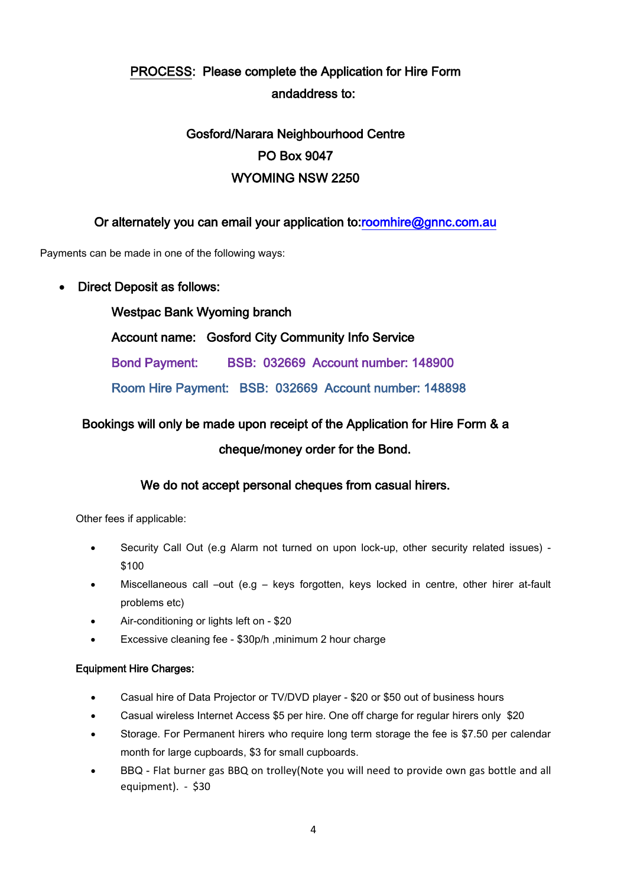**PROCESS: Please complete the Application for Hire Form andaddress to:**

**Gosford/Narara Neighbourhood Centre**
**PO Box 9047**
**WYOMING NSW 2250**

**Or alternately you can email your application to:roomhire@gnnc.com.au**

Payments can be made in one of the following ways:

- **Direct Deposit as follows:**

  **Westpac Bank Wyoming branch**

  **Account name: Gosford City Community Info Service**

  **Bond Payment: BSB: 032669 Account number: 148900**

  **Room Hire Payment: BSB: 032669 Account number: 148898**

**Bookings will only be made upon receipt of the Application for Hire Form & a cheque/money order for the Bond.**

**We do not accept personal cheques from casual hirers.**

Other fees if applicable:

- Security Call Out (e.g Alarm not turned on upon lock-up, other security related issues) - $100
- Miscellaneous call –out (e.g – keys forgotten, keys locked in centre, other hirer at-fault problems etc)
- Air-conditioning or lights left on - $20
- Excessive cleaning fee - $30p/h ,minimum 2 hour charge

**Equipment Hire Charges:**

- Casual hire of Data Projector or TV/DVD player - $20 or $50 out of business hours
- Casual wireless Internet Access $5 per hire. One off charge for regular hirers only $20
- Storage. For Permanent hirers who require long term storage the fee is $7.50 per calendar month for large cupboards, $3 for small cupboards.
- BBQ - Flat burner gas BBQ on trolley(Note you will need to provide own gas bottle and all equipment). - $30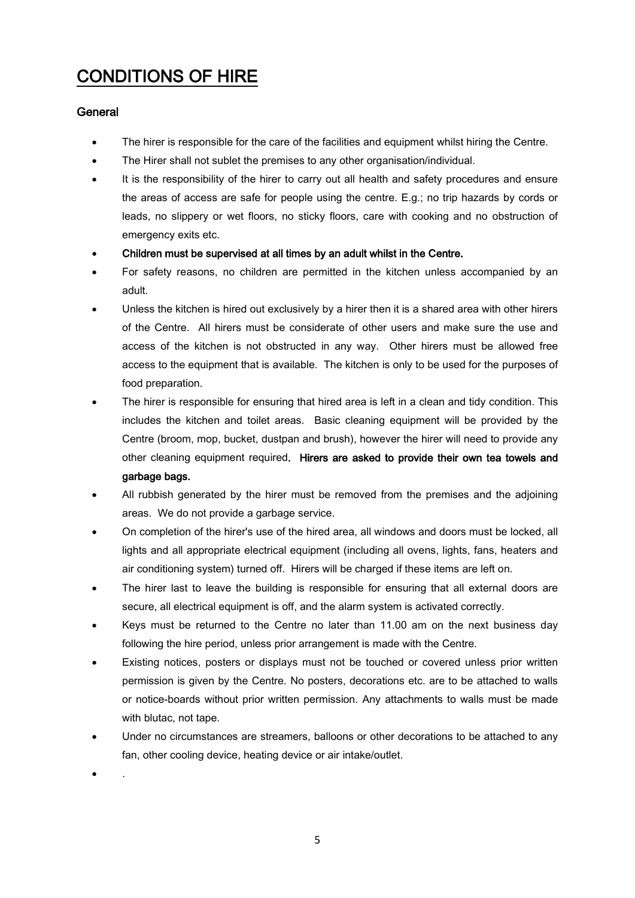# CONDITIONS OF HIRE

## General

- The hirer is responsible for the care of the facilities and equipment whilst hiring the Centre.
- The Hirer shall not sublet the premises to any other organisation/individual.
- It is the responsibility of the hirer to carry out all health and safety procedures and ensure the areas of access are safe for people using the centre. E.g.; no trip hazards by cords or leads, no slippery or wet floors, no sticky floors, care with cooking and no obstruction of emergency exits etc.
- **Children must be supervised at all times by an adult whilst in the Centre.**
- For safety reasons, no children are permitted in the kitchen unless accompanied by an adult.
- Unless the kitchen is hired out exclusively by a hirer then it is a shared area with other hirers of the Centre. All hirers must be considerate of other users and make sure the use and access of the kitchen is not obstructed in any way. Other hirers must be allowed free access to the equipment that is available. The kitchen is only to be used for the purposes of food preparation.
- The hirer is responsible for ensuring that hired area is left in a clean and tidy condition. This includes the kitchen and toilet areas. Basic cleaning equipment will be provided by the Centre (broom, mop, bucket, dustpan and brush), however the hirer will need to provide any other cleaning equipment required**. Hirers are asked to provide their own tea towels and garbage bags.**
- All rubbish generated by the hirer must be removed from the premises and the adjoining areas. We do not provide a garbage service.
- On completion of the hirer's use of the hired area, all windows and doors must be locked, all lights and all appropriate electrical equipment (including all ovens, lights, fans, heaters and air conditioning system) turned off. Hirers will be charged if these items are left on.
- The hirer last to leave the building is responsible for ensuring that all external doors are secure, all electrical equipment is off, and the alarm system is activated correctly.
- Keys must be returned to the Centre no later than 11.00 am on the next business day following the hire period, unless prior arrangement is made with the Centre.
- Existing notices, posters or displays must not be touched or covered unless prior written permission is given by the Centre. No posters, decorations etc. are to be attached to walls or notice-boards without prior written permission. Any attachments to walls must be made with blutac, not tape.
- Under no circumstances are streamers, balloons or other decorations to be attached to any fan, other cooling device, heating device or air intake/outlet.
- .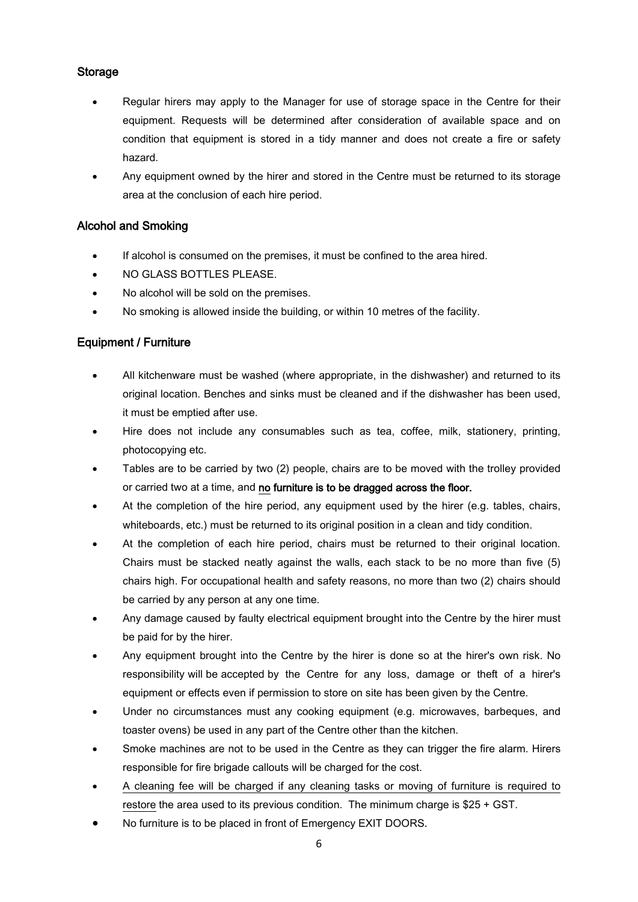## Storage

- Regular hirers may apply to the Manager for use of storage space in the Centre for their equipment. Requests will be determined after consideration of available space and on condition that equipment is stored in a tidy manner and does not create a fire or safety hazard.
- Any equipment owned by the hirer and stored in the Centre must be returned to its storage area at the conclusion of each hire period.

## Alcohol and Smoking

- If alcohol is consumed on the premises, it must be confined to the area hired.
- NO GLASS BOTTLES PLEASE.
- No alcohol will be sold on the premises.
- No smoking is allowed inside the building, or within 10 metres of the facility.

## Equipment / Furniture

- All kitchenware must be washed (where appropriate, in the dishwasher) and returned to its original location. Benches and sinks must be cleaned and if the dishwasher has been used, it must be emptied after use.
- Hire does not include any consumables such as tea, coffee, milk, stationery, printing, photocopying etc.
- Tables are to be carried by two (2) people, chairs are to be moved with the trolley provided or carried two at a time, and **no furniture is to be dragged across the floor.**
- At the completion of the hire period, any equipment used by the hirer (e.g. tables, chairs, whiteboards, etc.) must be returned to its original position in a clean and tidy condition.
- At the completion of each hire period, chairs must be returned to their original location. Chairs must be stacked neatly against the walls, each stack to be no more than five (5) chairs high. For occupational health and safety reasons, no more than two (2) chairs should be carried by any person at any one time.
- Any damage caused by faulty electrical equipment brought into the Centre by the hirer must be paid for by the hirer.
- Any equipment brought into the Centre by the hirer is done so at the hirer's own risk. No responsibility will be accepted by the Centre for any loss, damage or theft of a hirer's equipment or effects even if permission to store on site has been given by the Centre.
- Under no circumstances must any cooking equipment (e.g. microwaves, barbeques, and toaster ovens) be used in any part of the Centre other than the kitchen.
- Smoke machines are not to be used in the Centre as they can trigger the fire alarm. Hirers responsible for fire brigade callouts will be charged for the cost.
- A cleaning fee will be charged if any cleaning tasks or moving of furniture is required to restore the area used to its previous condition. The minimum charge is $25 + GST.
- No furniture is to be placed in front of Emergency EXIT DOORS.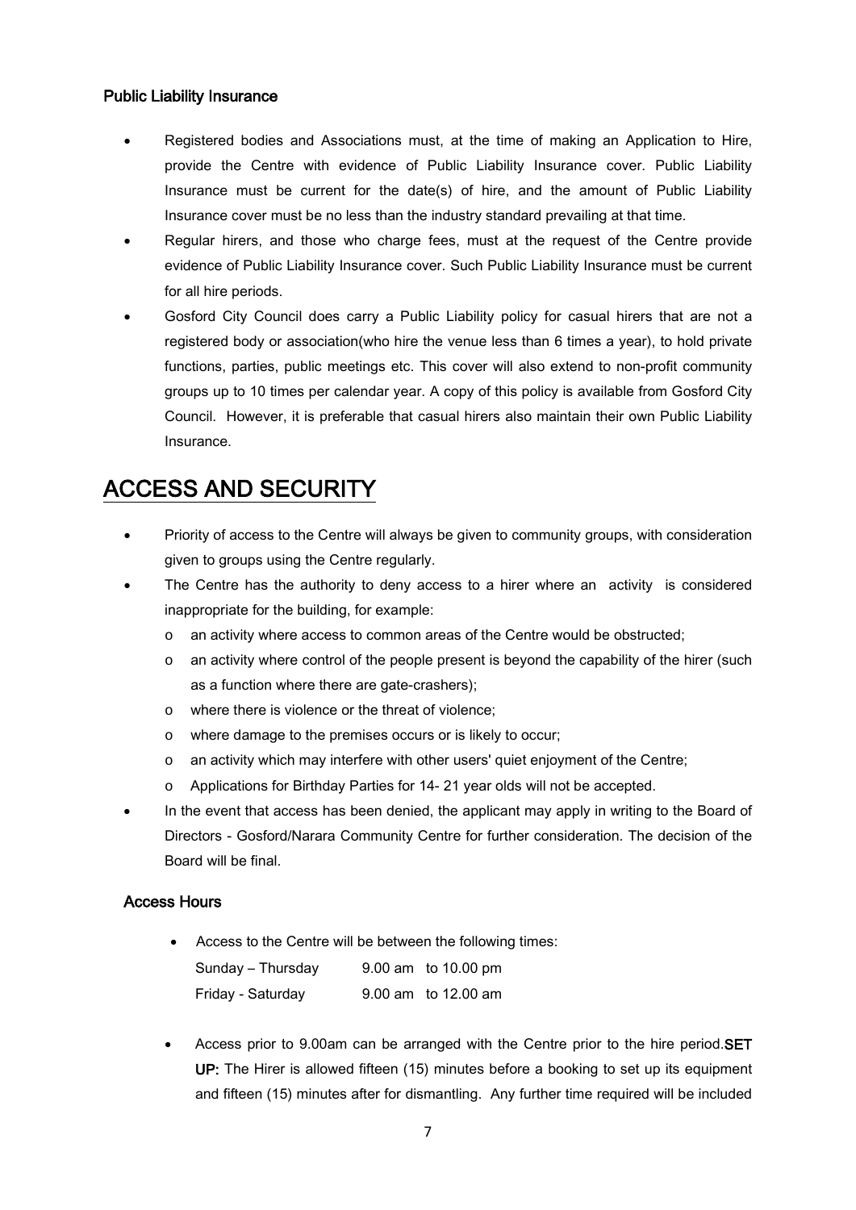### Public Liability Insurance

- Registered bodies and Associations must, at the time of making an Application to Hire, provide the Centre with evidence of Public Liability Insurance cover. Public Liability Insurance must be current for the date(s) of hire, and the amount of Public Liability Insurance cover must be no less than the industry standard prevailing at that time.
- Regular hirers, and those who charge fees, must at the request of the Centre provide evidence of Public Liability Insurance cover. Such Public Liability Insurance must be current for all hire periods.
- Gosford City Council does carry a Public Liability policy for casual hirers that are not a registered body or association(who hire the venue less than 6 times a year), to hold private functions, parties, public meetings etc. This cover will also extend to non-profit community groups up to 10 times per calendar year. A copy of this policy is available from Gosford City Council. However, it is preferable that casual hirers also maintain their own Public Liability Insurance.

# ACCESS AND SECURITY

- Priority of access to the Centre will always be given to community groups, with consideration given to groups using the Centre regularly.
- The Centre has the authority to deny access to a hirer where an activity is considered inappropriate for the building, for example:
  - an activity where access to common areas of the Centre would be obstructed;
  - an activity where control of the people present is beyond the capability of the hirer (such as a function where there are gate-crashers);
  - where there is violence or the threat of violence;
  - where damage to the premises occurs or is likely to occur;
  - an activity which may interfere with other users' quiet enjoyment of the Centre;
  - Applications for Birthday Parties for 14- 21 year olds will not be accepted.
- In the event that access has been denied, the applicant may apply in writing to the Board of Directors - Gosford/Narara Community Centre for further consideration. The decision of the Board will be final.

### Access Hours

- Access to the Centre will be between the following times:

| | |
|---|---|
| Sunday – Thursday | 9.00 am to 10.00 pm |
| Friday - Saturday | 9.00 am to 12.00 am |

- Access prior to 9.00am can be arranged with the Centre prior to the hire period. **SET UP:** The Hirer is allowed fifteen (15) minutes before a booking to set up its equipment and fifteen (15) minutes after for dismantling. Any further time required will be included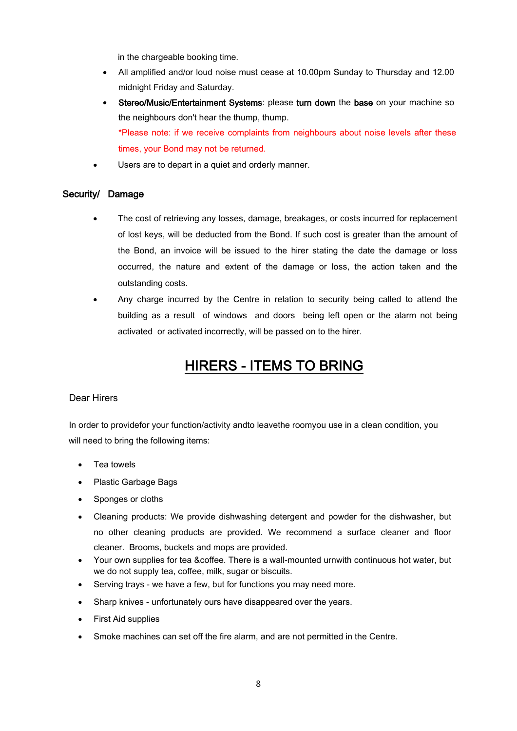in the chargeable booking time.

- All amplified and/or loud noise must cease at 10.00pm Sunday to Thursday and 12.00 midnight Friday and Saturday.
- **Stereo/Music/Entertainment Systems**: please **turn down** the **base** on your machine so the neighbours don't hear the thump, thump.

  *Please note: if we receive complaints from neighbours about noise levels after these times, your Bond may not be returned.

- Users are to depart in a quiet and orderly manner.

## Security/ Damage

- The cost of retrieving any losses, damage, breakages, or costs incurred for replacement of lost keys, will be deducted from the Bond. If such cost is greater than the amount of the Bond, an invoice will be issued to the hirer stating the date the damage or loss occurred, the nature and extent of the damage or loss, the action taken and the outstanding costs.
- Any charge incurred by the Centre in relation to security being called to attend the building as a result of windows and doors being left open or the alarm not being activated or activated incorrectly, will be passed on to the hirer.

# HIRERS - ITEMS TO BRING

Dear Hirers

In order to providefor your function/activity andto leavethe roomyou use in a clean condition, you will need to bring the following items:

- Tea towels
- Plastic Garbage Bags
- Sponges or cloths
- Cleaning products: We provide dishwashing detergent and powder for the dishwasher, but no other cleaning products are provided. We recommend a surface cleaner and floor cleaner. Brooms, buckets and mops are provided.
- Your own supplies for tea &coffee. There is a wall-mounted urnwith continuous hot water, but we do not supply tea, coffee, milk, sugar or biscuits.
- Serving trays - we have a few, but for functions you may need more.
- Sharp knives - unfortunately ours have disappeared over the years.
- First Aid supplies
- Smoke machines can set off the fire alarm, and are not permitted in the Centre.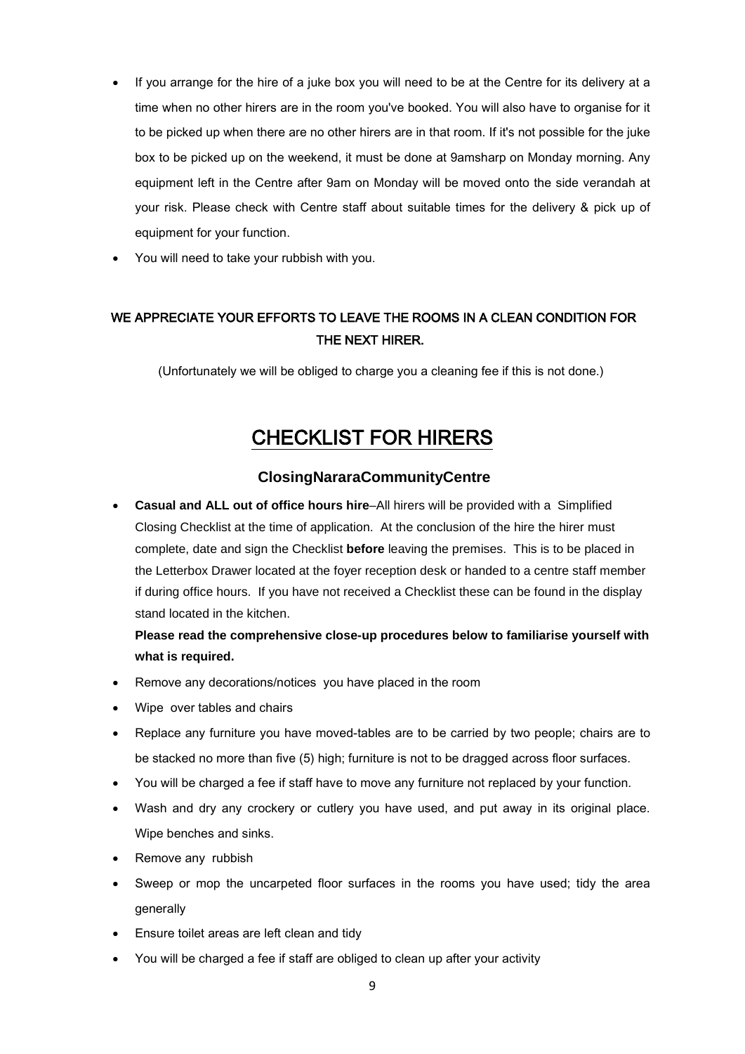- If you arrange for the hire of a juke box you will need to be at the Centre for its delivery at a time when no other hirers are in the room you've booked. You will also have to organise for it to be picked up when there are no other hirers are in that room. If it's not possible for the juke box to be picked up on the weekend, it must be done at 9amsharp on Monday morning. Any equipment left in the Centre after 9am on Monday will be moved onto the side verandah at your risk. Please check with Centre staff about suitable times for the delivery & pick up of equipment for your function.
- You will need to take your rubbish with you.

**WE APPRECIATE YOUR EFFORTS TO LEAVE THE ROOMS IN A CLEAN CONDITION FOR THE NEXT HIRER.**

(Unfortunately we will be obliged to charge you a cleaning fee if this is not done.)

# CHECKLIST FOR HIRERS

### ClosingNararaCommunityCentre

- **Casual and ALL out of office hours hire**–All hirers will be provided with a Simplified Closing Checklist at the time of application. At the conclusion of the hire the hirer must complete, date and sign the Checklist **before** leaving the premises. This is to be placed in the Letterbox Drawer located at the foyer reception desk or handed to a centre staff member if during office hours. If you have not received a Checklist these can be found in the display stand located in the kitchen.

  **Please read the comprehensive close-up procedures below to familiarise yourself with what is required.**
- Remove any decorations/notices you have placed in the room
- Wipe over tables and chairs
- Replace any furniture you have moved-tables are to be carried by two people; chairs are to be stacked no more than five (5) high; furniture is not to be dragged across floor surfaces.
- You will be charged a fee if staff have to move any furniture not replaced by your function.
- Wash and dry any crockery or cutlery you have used, and put away in its original place. Wipe benches and sinks.
- Remove any rubbish
- Sweep or mop the uncarpeted floor surfaces in the rooms you have used; tidy the area generally
- Ensure toilet areas are left clean and tidy
- You will be charged a fee if staff are obliged to clean up after your activity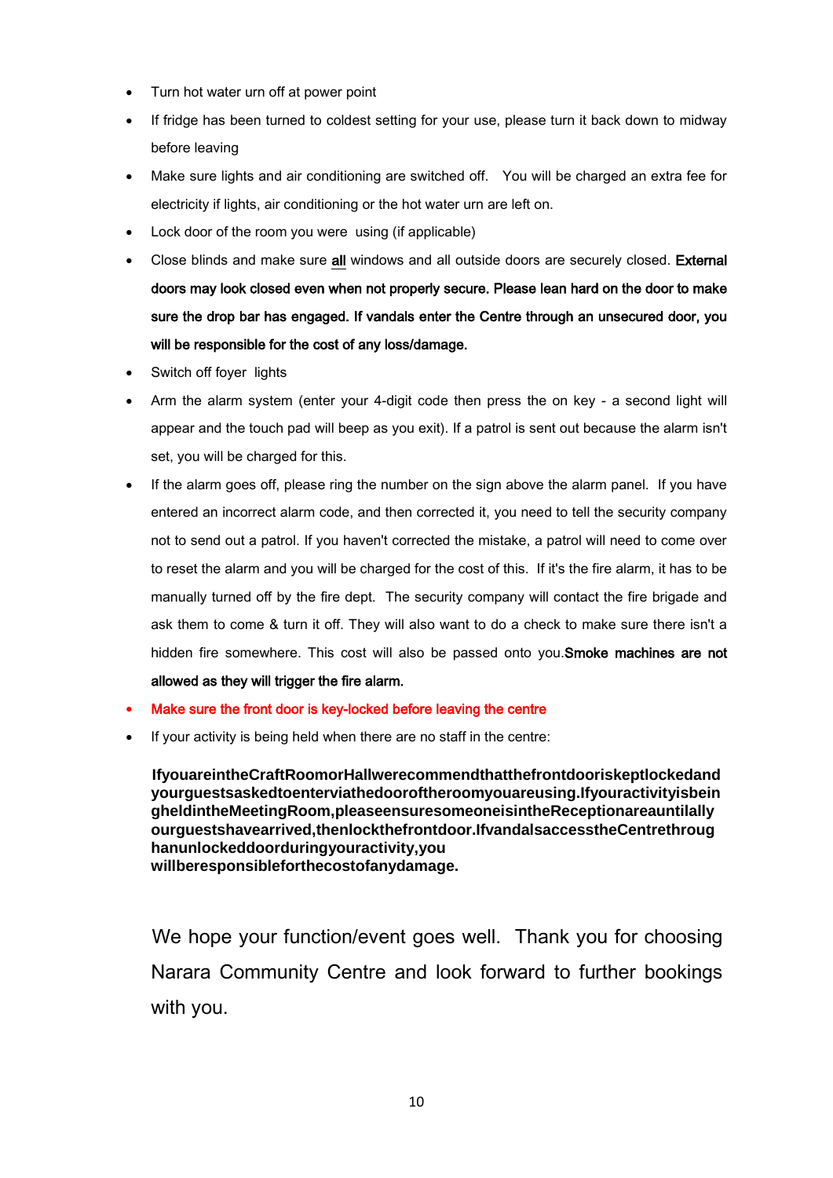- Turn hot water urn off at power point
- If fridge has been turned to coldest setting for your use, please turn it back down to midway before leaving
- Make sure lights and air conditioning are switched off. You will be charged an extra fee for electricity if lights, air conditioning or the hot water urn are left on.
- Lock door of the room you were using (if applicable)
- Close blinds and make sure **all** windows and all outside doors are securely closed. **External doors may look closed even when not properly secure. Please lean hard on the door to make sure the drop bar has engaged. If vandals enter the Centre through an unsecured door, you will be responsible for the cost of any loss/damage.**
- Switch off foyer lights
- Arm the alarm system (enter your 4-digit code then press the on key - a second light will appear and the touch pad will beep as you exit). If a patrol is sent out because the alarm isn't set, you will be charged for this.
- If the alarm goes off, please ring the number on the sign above the alarm panel. If you have entered an incorrect alarm code, and then corrected it, you need to tell the security company not to send out a patrol. If you haven't corrected the mistake, a patrol will need to come over to reset the alarm and you will be charged for the cost of this. If it's the fire alarm, it has to be manually turned off by the fire dept. The security company will contact the fire brigade and ask them to come & turn it off. They will also want to do a check to make sure there isn't a hidden fire somewhere. This cost will also be passed onto you.**Smoke machines are not allowed as they will trigger the fire alarm.**
- **Make sure the front door is key-locked before leaving the centre**
- If your activity is being held when there are no staff in the centre:

**IfyouareintheCraftRoomorHallwerecommendthatthefrontdoriskeptlockedand yourguestsaskedtoenterviathedooroftheroomyouareusing.Ifyouractivityisbein gheldintheMeetingRoom,pleaseensuresomeoneisintheReceptionareauntilally ourguestshavearrived,thenlockthefrontdoor.IfvandalsaccesstheCentrethroug hanunlockeddoorduringyouractivity,you willberesponsibleforthecostofanydamage.**

We hope your function/event goes well. Thank you for choosing Narara Community Centre and look forward to further bookings with you.